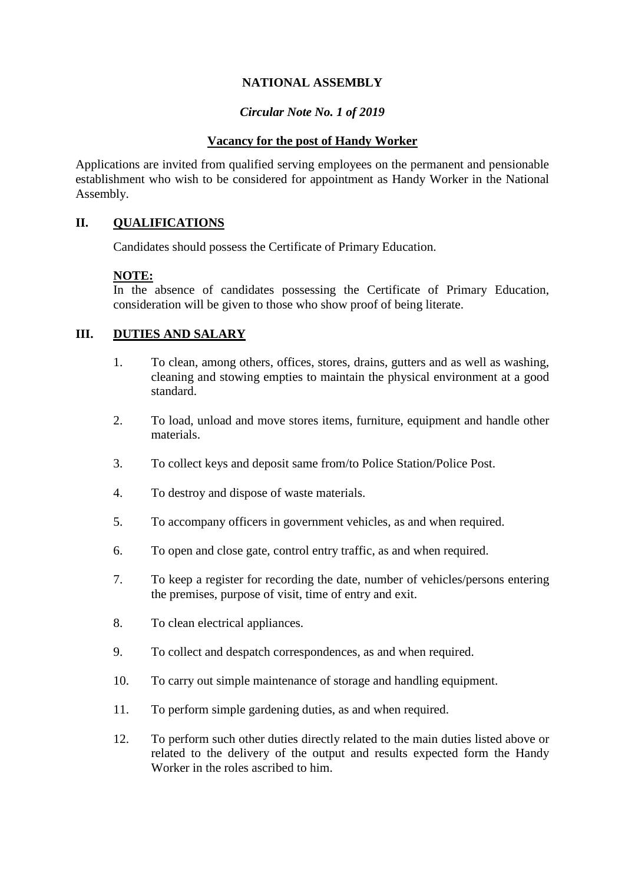# NATIONAL ASSEMBLY

*Circular Note No. 1 of 2019*

## Vacancy for the post of Handy Worker

Applications are invited from qualified serving employees on the permanent and pensionable establishment who wish to be considered for appointment as Handy Worker in the National Assembly.

## II. QUALIFICATIONS

Candidates should possess the Certificate of Primary Education.

**NOTE:**
In the absence of candidates possessing the Certificate of Primary Education, consideration will be given to those who show proof of being literate.

## III. DUTIES AND SALARY

1. To clean, among others, offices, stores, drains, gutters and as well as washing, cleaning and stowing empties to maintain the physical environment at a good standard.
2. To load, unload and move stores items, furniture, equipment and handle other materials.
3. To collect keys and deposit same from/to Police Station/Police Post.
4. To destroy and dispose of waste materials.
5. To accompany officers in government vehicles, as and when required.
6. To open and close gate, control entry traffic, as and when required.
7. To keep a register for recording the date, number of vehicles/persons entering the premises, purpose of visit, time of entry and exit.
8. To clean electrical appliances.
9. To collect and despatch correspondences, as and when required.
10. To carry out simple maintenance of storage and handling equipment.
11. To perform simple gardening duties, as and when required.
12. To perform such other duties directly related to the main duties listed above or related to the delivery of the output and results expected form the Handy Worker in the roles ascribed to him.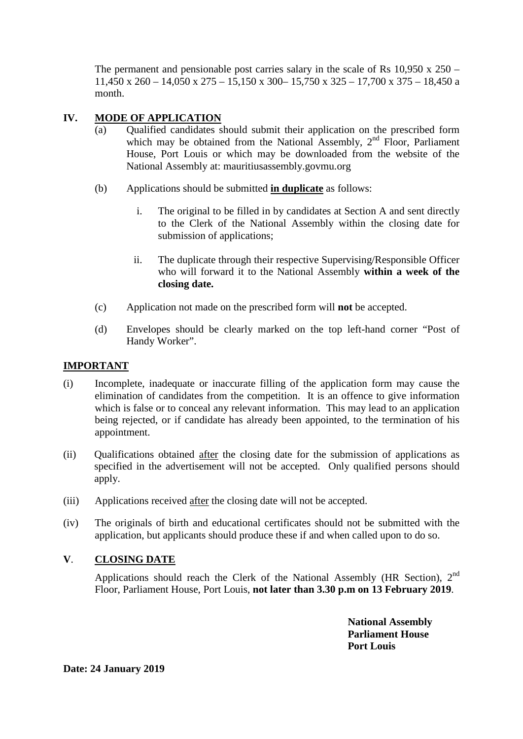The permanent and pensionable post carries salary in the scale of Rs 10,950 x 250 – 11,450 x 260 – 14,050 x 275 – 15,150 x 300– 15,750 x 325 – 17,700 x 375 – 18,450 a month.

## IV. <u>MODE OF APPLICATION</u>

(a) Qualified candidates should submit their application on the prescribed form which may be obtained from the National Assembly, 2nd Floor, Parliament House, Port Louis or which may be downloaded from the website of the National Assembly at: mauritiusassembly.govmu.org

(b) Applications should be submitted **<u>in duplicate</u>** as follows:

i. The original to be filled in by candidates at Section A and sent directly to the Clerk of the National Assembly within the closing date for submission of applications;

ii. The duplicate through their respective Supervising/Responsible Officer who will forward it to the National Assembly **within a week of the closing date.**

(c) Application not made on the prescribed form will **not** be accepted.

(d) Envelopes should be clearly marked on the top left-hand corner "Post of Handy Worker".

## <u>IMPORTANT</u>

(i) Incomplete, inadequate or inaccurate filling of the application form may cause the elimination of candidates from the competition. It is an offence to give information which is false or to conceal any relevant information. This may lead to an application being rejected, or if candidate has already been appointed, to the termination of his appointment.

(ii) Qualifications obtained <u>after</u> the closing date for the submission of applications as specified in the advertisement will not be accepted. Only qualified persons should apply.

(iii) Applications received <u>after</u> the closing date will not be accepted.

(iv) The originals of birth and educational certificates should not be submitted with the application, but applicants should produce these if and when called upon to do so.

## V. <u>CLOSING DATE</u>

Applications should reach the Clerk of the National Assembly (HR Section), 2nd Floor, Parliament House, Port Louis, **not later than 3.30 p.m on 13 February 2019**.

**National Assembly**
**Parliament House**
**Port Louis**

**Date: 24 January 2019**